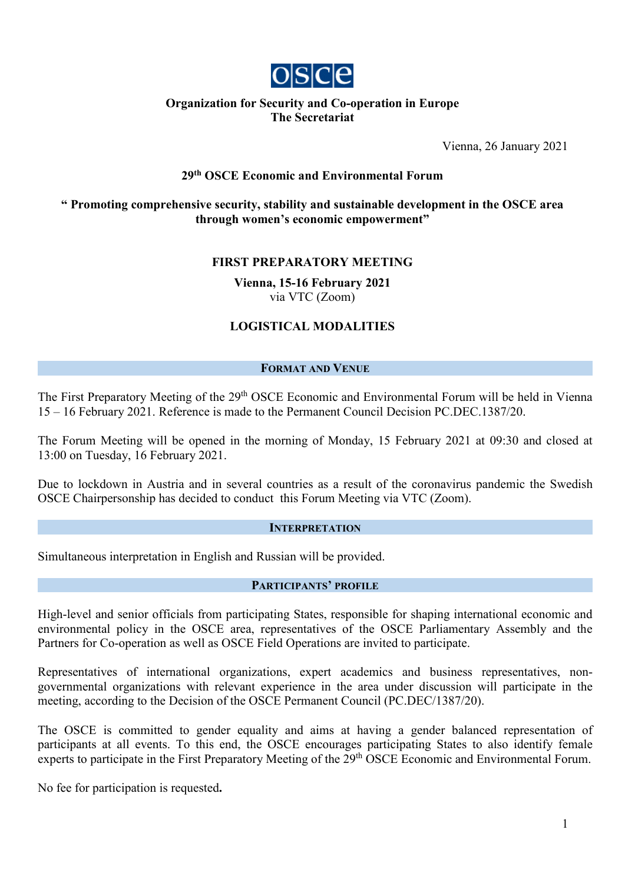**Organization for Security and Co-operation in Europe**
**The Secretariat**

Vienna, 26 January 2021

## 29th OSCE Economic and Environmental Forum

## " Promoting comprehensive security, stability and sustainable development in the OSCE area through women's economic empowerment"

### FIRST PREPARATORY MEETING

**Vienna, 15-16 February 2021**
via VTC (Zoom)

### LOGISTICAL MODALITIES

#### FORMAT AND VENUE

The First Preparatory Meeting of the 29th OSCE Economic and Environmental Forum will be held in Vienna 15 – 16 February 2021. Reference is made to the Permanent Council Decision PC.DEC.1387/20.

The Forum Meeting will be opened in the morning of Monday, 15 February 2021 at 09:30 and closed at 13:00 on Tuesday, 16 February 2021.

Due to lockdown in Austria and in several countries as a result of the coronavirus pandemic the Swedish OSCE Chairpersonship has decided to conduct this Forum Meeting via VTC (Zoom).

#### INTERPRETATION

Simultaneous interpretation in English and Russian will be provided.

#### PARTICIPANTS' PROFILE

High-level and senior officials from participating States, responsible for shaping international economic and environmental policy in the OSCE area, representatives of the OSCE Parliamentary Assembly and the Partners for Co-operation as well as OSCE Field Operations are invited to participate.

Representatives of international organizations, expert academics and business representatives, non-governmental organizations with relevant experience in the area under discussion will participate in the meeting, according to the Decision of the OSCE Permanent Council (PC.DEC/1387/20).

The OSCE is committed to gender equality and aims at having a gender balanced representation of participants at all events. To this end, the OSCE encourages participating States to also identify female experts to participate in the First Preparatory Meeting of the 29th OSCE Economic and Environmental Forum.

No fee for participation is requested**.**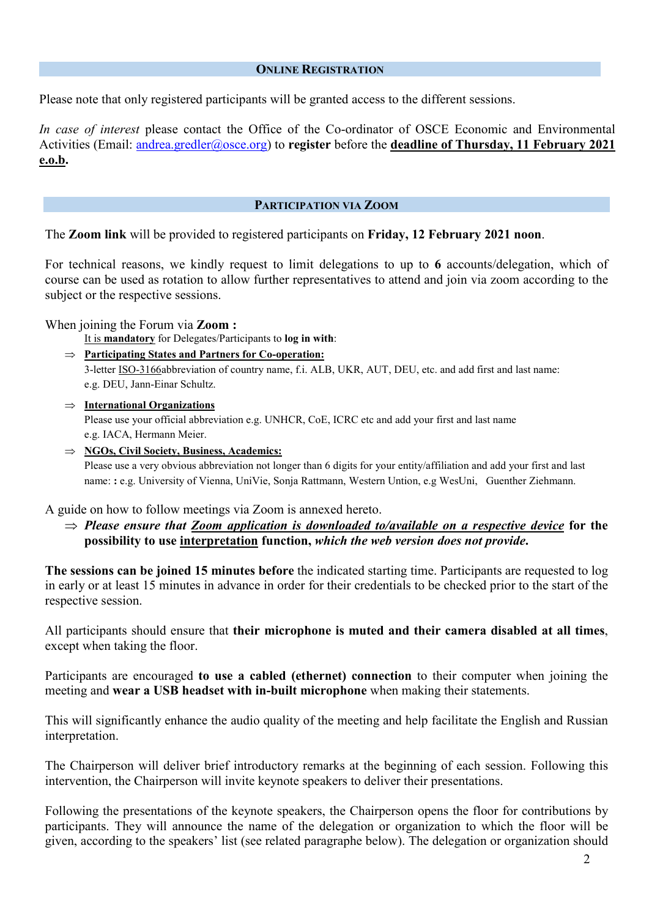## ONLINE REGISTRATION

Please note that only registered participants will be granted access to the different sessions.

*In case of interest* please contact the Office of the Co-ordinator of OSCE Economic and Environmental Activities (Email: andrea.gredler@osce.org) to **register** before the **deadline of Thursday, 11 February 2021 e.o.b.**

## PARTICIPATION VIA ZOOM

The **Zoom link** will be provided to registered participants on **Friday, 12 February 2021 noon**.

For technical reasons, we kindly request to limit delegations to up to **6** accounts/delegation, which of course can be used as rotation to allow further representatives to attend and join via zoom according to the subject or the respective sessions.

When joining the Forum via **Zoom :**

It is **mandatory** for Delegates/Participants to **log in with**:

⇒ **Participating States and Partners for Co-operation:**
3-letter ISO-3166abbreviation of country name, f.i. ALB, UKR, AUT, DEU, etc. and add first and last name: e.g. DEU, Jann-Einar Schultz.

⇒ **International Organizations**
Please use your official abbreviation e.g. UNHCR, CoE, ICRC etc and add your first and last name e.g. IACA, Hermann Meier.

⇒ **NGOs, Civil Society, Business, Academics:**
Please use a very obvious abbreviation not longer than 6 digits for your entity/affiliation and add your first and last name: **:** e.g. University of Vienna, UniVie, Sonja Rattmann, Western Untion, e.g WesUni, Guenther Ziehmann.

A guide on how to follow meetings via Zoom is annexed hereto.

⇒ ***Please ensure that Zoom application is downloaded to/available on a respective device* for the possibility to use interpretation function, *which the web version does not provide.***

**The sessions can be joined 15 minutes before** the indicated starting time. Participants are requested to log in early or at least 15 minutes in advance in order for their credentials to be checked prior to the start of the respective session.

All participants should ensure that **their microphone is muted and their camera disabled at all times**, except when taking the floor.

Participants are encouraged **to use a cabled (ethernet) connection** to their computer when joining the meeting and **wear a USB headset with in-built microphone** when making their statements.

This will significantly enhance the audio quality of the meeting and help facilitate the English and Russian interpretation.

The Chairperson will deliver brief introductory remarks at the beginning of each session. Following this intervention, the Chairperson will invite keynote speakers to deliver their presentations.

Following the presentations of the keynote speakers, the Chairperson opens the floor for contributions by participants. They will announce the name of the delegation or organization to which the floor will be given, according to the speakers' list (see related paragraphe below). The delegation or organization should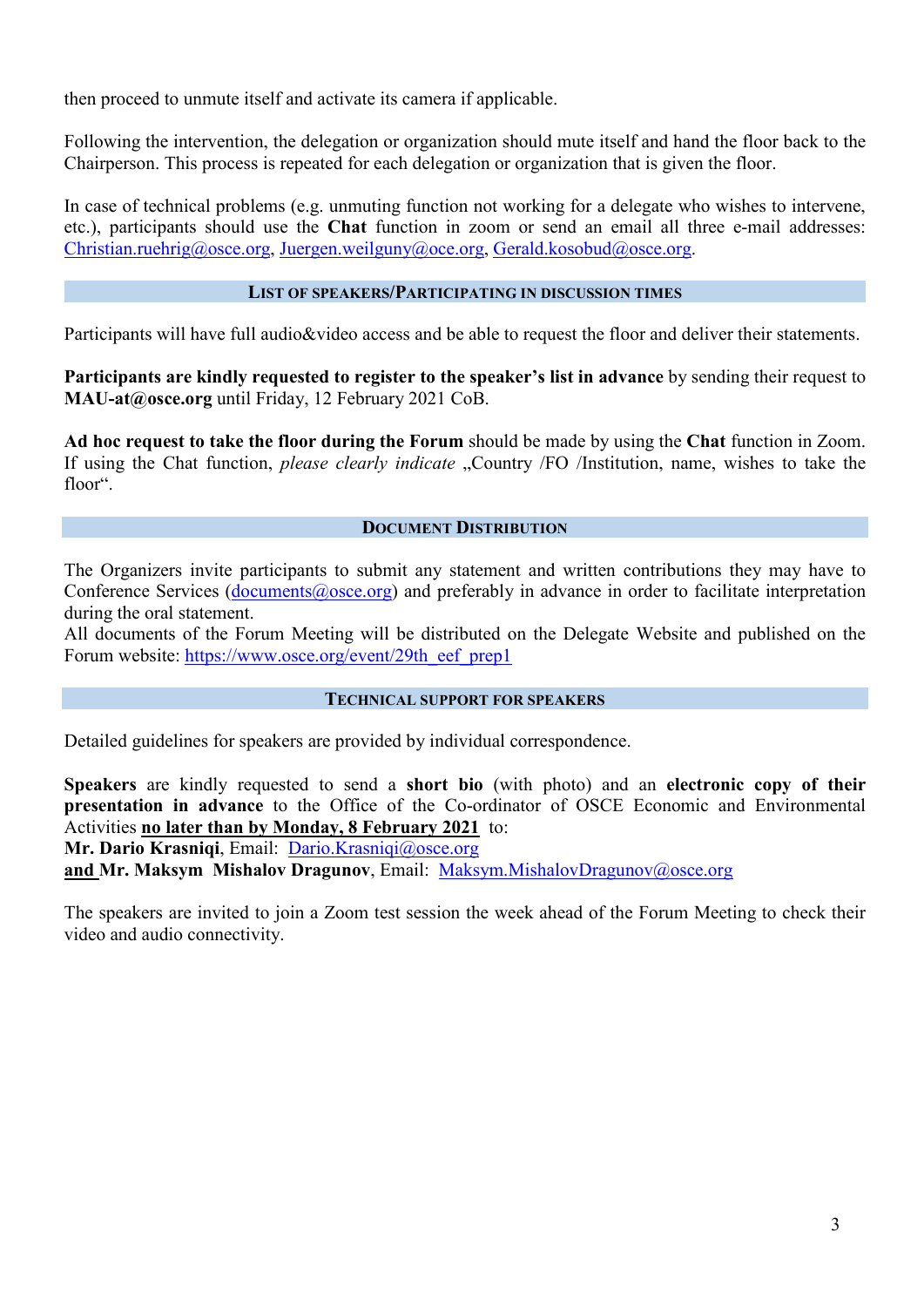then proceed to unmute itself and activate its camera if applicable.

Following the intervention, the delegation or organization should mute itself and hand the floor back to the Chairperson. This process is repeated for each delegation or organization that is given the floor.

In case of technical problems (e.g. unmuting function not working for a delegate who wishes to intervene, etc.), participants should use the **Chat** function in zoom or send an email all three e-mail addresses: Christian.ruehrig@osce.org, Juergen.weilguny@oce.org, Gerald.kosobud@osce.org.

## List of speakers/Participating in discussion times

Participants will have full audio&video access and be able to request the floor and deliver their statements.

**Participants are kindly requested to register to the speaker's list in advance** by sending their request to **MAU-at@osce.org** until Friday, 12 February 2021 CoB.

**Ad hoc request to take the floor during the Forum** should be made by using the **Chat** function in Zoom. If using the Chat function, *please clearly indicate* „Country /FO /Institution, name, wishes to take the floor".

## Document Distribution

The Organizers invite participants to submit any statement and written contributions they may have to Conference Services (documents@osce.org) and preferably in advance in order to facilitate interpretation during the oral statement.
All documents of the Forum Meeting will be distributed on the Delegate Website and published on the Forum website: https://www.osce.org/event/29th_eef_prep1

## Technical support for speakers

Detailed guidelines for speakers are provided by individual correspondence.

**Speakers** are kindly requested to send a **short bio** (with photo) and an **electronic copy of their presentation in advance** to the Office of the Co-ordinator of OSCE Economic and Environmental Activities **no later than by Monday, 8 February 2021** to:
**Mr. Dario Krasniqi**, Email: Dario.Krasniqi@osce.org
**and Mr. Maksym Mishalov Dragunov**, Email: Maksym.MishalovDragunov@osce.org

The speakers are invited to join a Zoom test session the week ahead of the Forum Meeting to check their video and audio connectivity.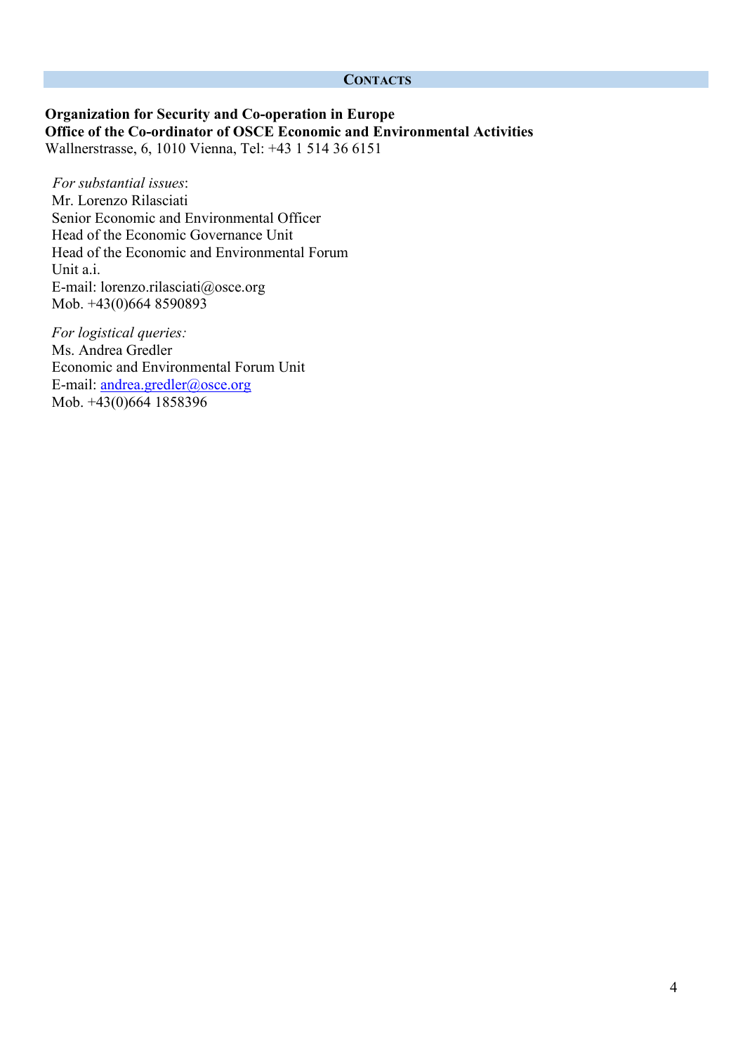## CONTACTS

**Organization for Security and Co-operation in Europe**
**Office of the Co-ordinator of OSCE Economic and Environmental Activities**
Wallnerstrasse, 6, 1010 Vienna, Tel: +43 1 514 36 6151

*For substantial issues*:
Mr. Lorenzo Rilasciati
Senior Economic and Environmental Officer
Head of the Economic Governance Unit
Head of the Economic and Environmental Forum
Unit a.i.
E-mail: lorenzo.rilasciati@osce.org
Mob. +43(0)664 8590893

*For logistical queries:*
Ms. Andrea Gredler
Economic and Environmental Forum Unit
E-mail: andrea.gredler@osce.org
Mob. +43(0)664 1858396